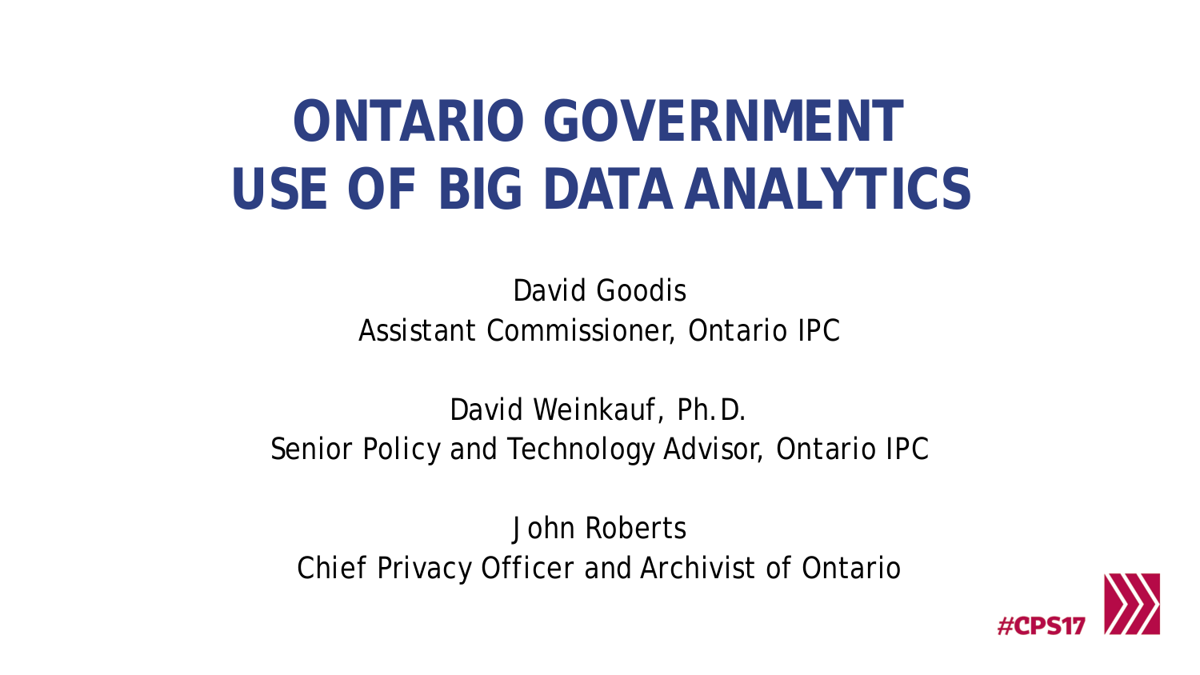# ONTARIO GOVERNMENT USE OF BIG DATA ANALYTICS

David Goodis
Assistant Commissioner, Ontario IPC

David Weinkauf, Ph.D.
Senior Policy and Technology Advisor, Ontario IPC

John Roberts
Chief Privacy Officer and Archivist of Ontario

#CPS17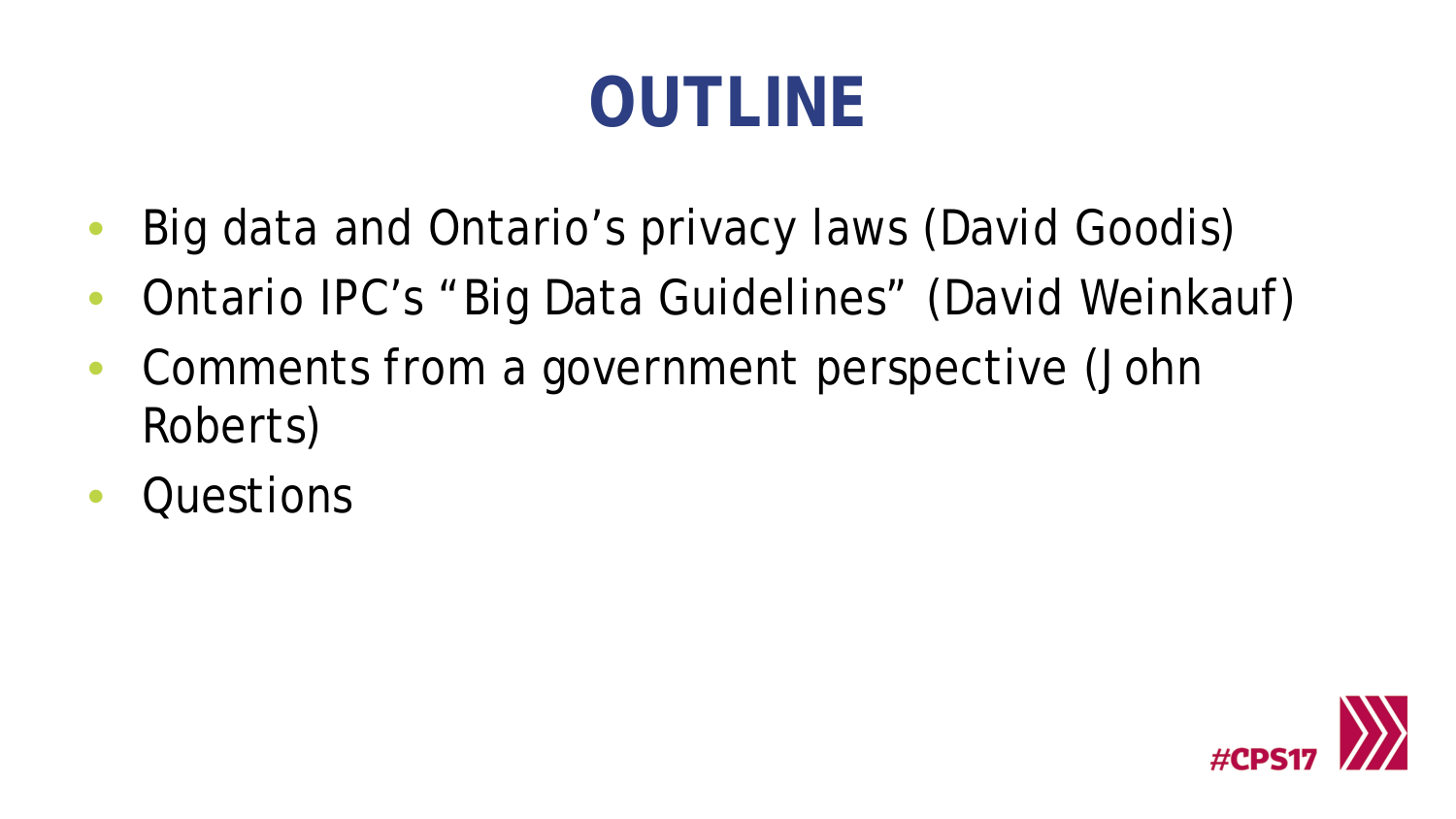# OUTLINE

- Big data and Ontario's privacy laws (David Goodis)
- Ontario IPC's "Big Data Guidelines" (David Weinkauf)
- Comments from a government perspective (John Roberts)
- Questions

#CPS17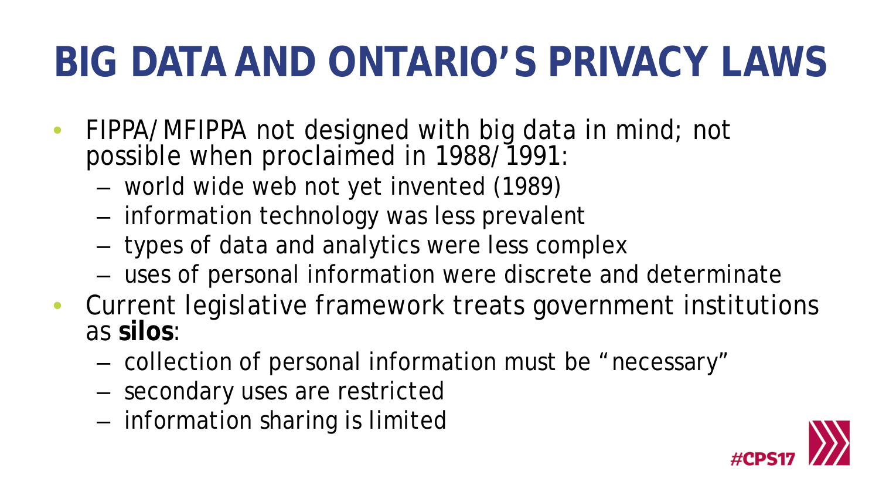# BIG DATA AND ONTARIO'S PRIVACY LAWS

- FIPPA/MFIPPA not designed with big data in mind; not possible when proclaimed in 1988/1991:
  - world wide web not yet invented (1989)
  - information technology was less prevalent
  - types of data and analytics were less complex
  - uses of personal information were discrete and determinate
- Current legislative framework treats government institutions as **silos**:
  - collection of personal information must be "necessary"
  - secondary uses are restricted
  - information sharing is limited

#CPS17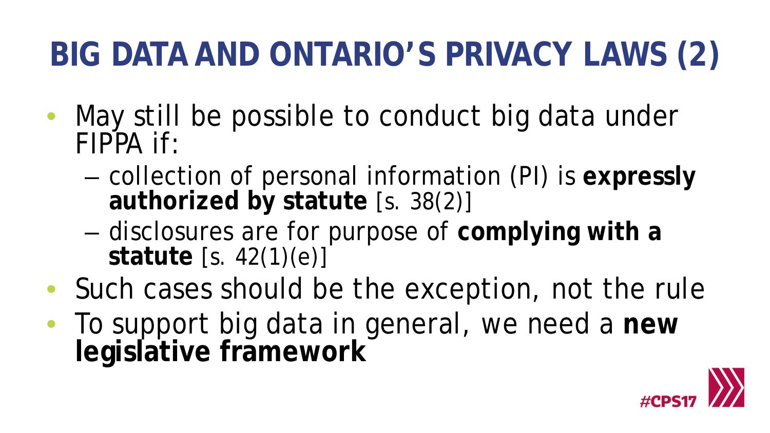# BIG DATA AND ONTARIO'S PRIVACY LAWS (2)

- May still be possible to conduct big data under FIPPA if:
  - collection of personal information (PI) is **expressly authorized by statute** [s. 38(2)]
  - disclosures are for purpose of **complying with a statute** [s. 42(1)(e)]
- Such cases should be the exception, not the rule
- To support big data in general, we need a **new legislative framework**

#CPS17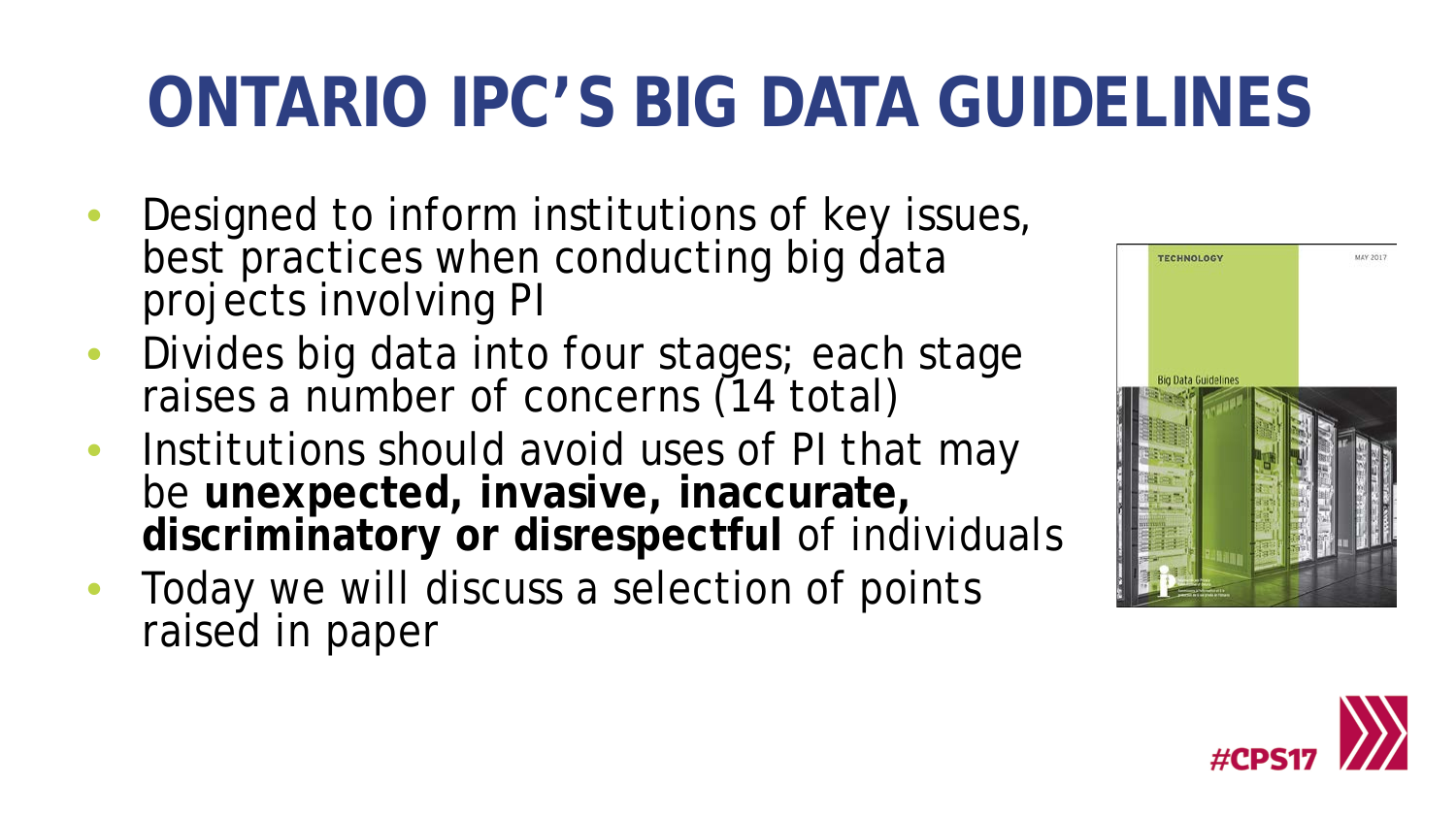# ONTARIO IPC'S BIG DATA GUIDELINES

- Designed to inform institutions of key issues, best practices when conducting big data projects involving PI
- Divides big data into four stages; each stage raises a number of concerns (14 total)
- Institutions should avoid uses of PI that may be **unexpected, invasive, inaccurate, discriminatory or disrespectful** of individuals
- Today we will discuss a selection of points raised in paper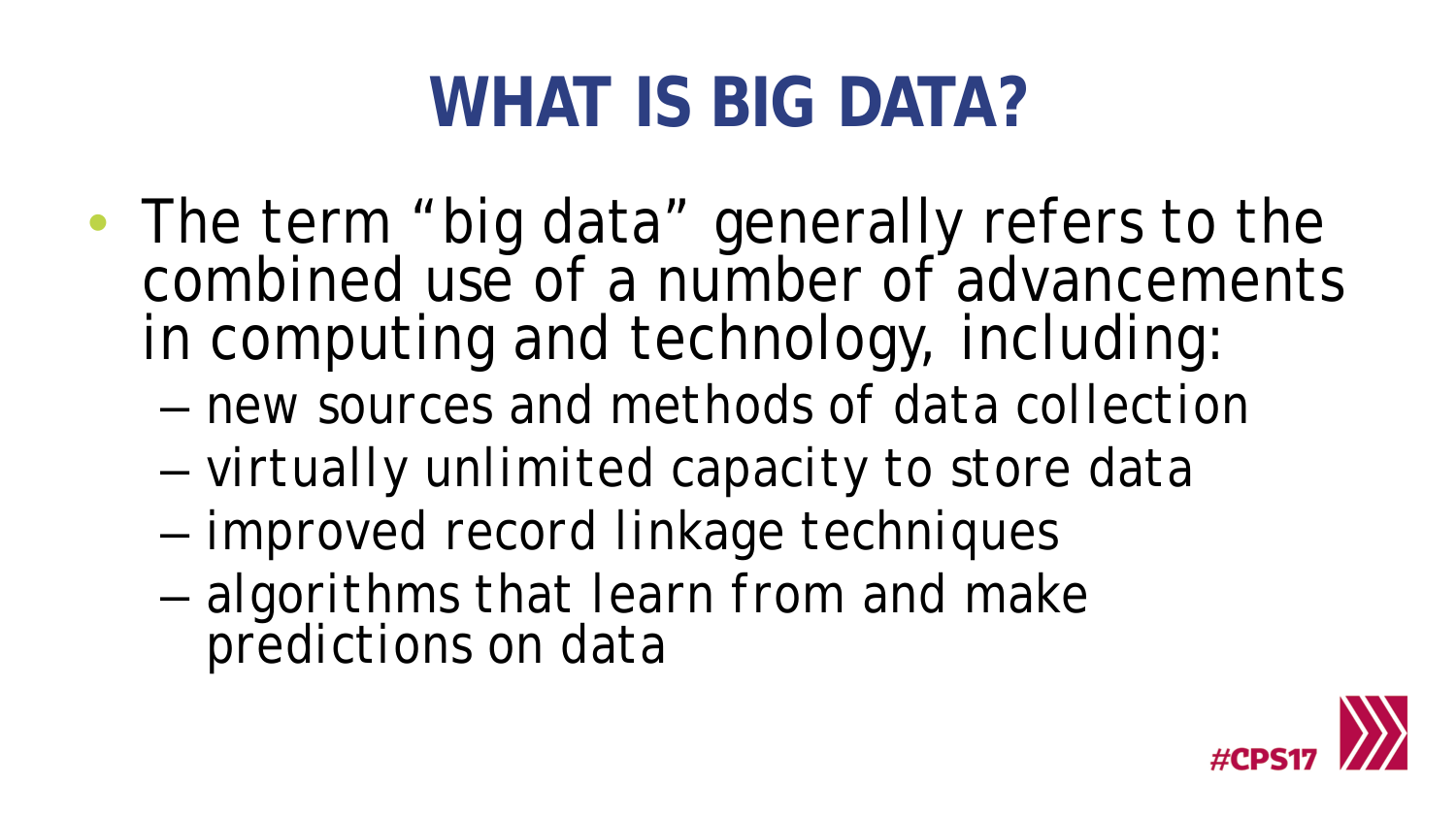# WHAT IS BIG DATA?

- The term "big data" generally refers to the combined use of a number of advancements in computing and technology, including:
  - new sources and methods of data collection
  - virtually unlimited capacity to store data
  - improved record linkage techniques
  - algorithms that learn from and make predictions on data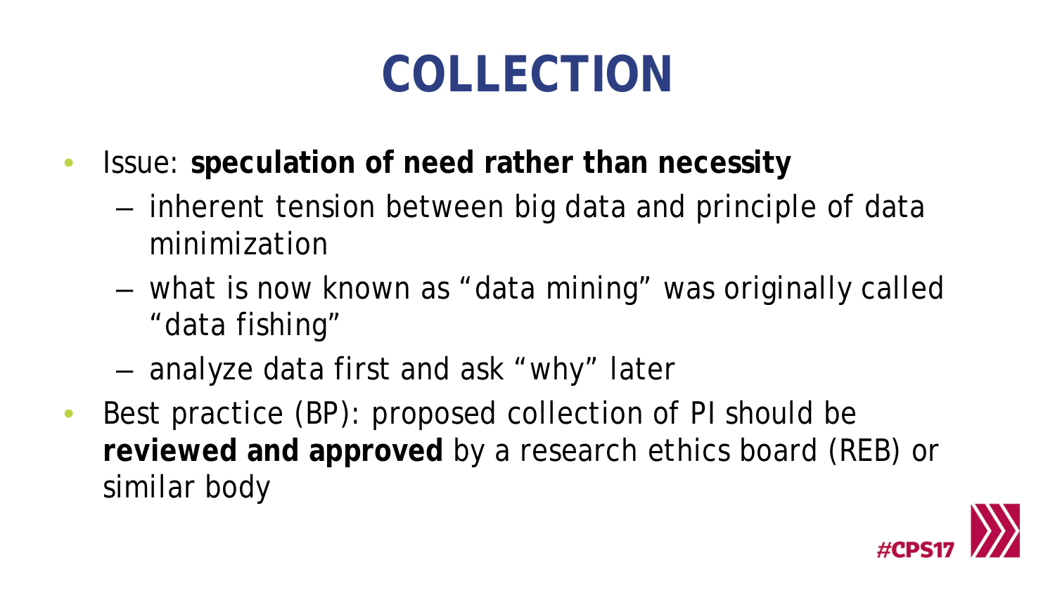# COLLECTION

- Issue: **speculation of need rather than necessity**
  - inherent tension between big data and principle of data minimization
  - what is now known as "data mining" was originally called "data fishing"
  - analyze data first and ask "why" later
- Best practice (BP): proposed collection of PI should be **reviewed and approved** by a research ethics board (REB) or similar body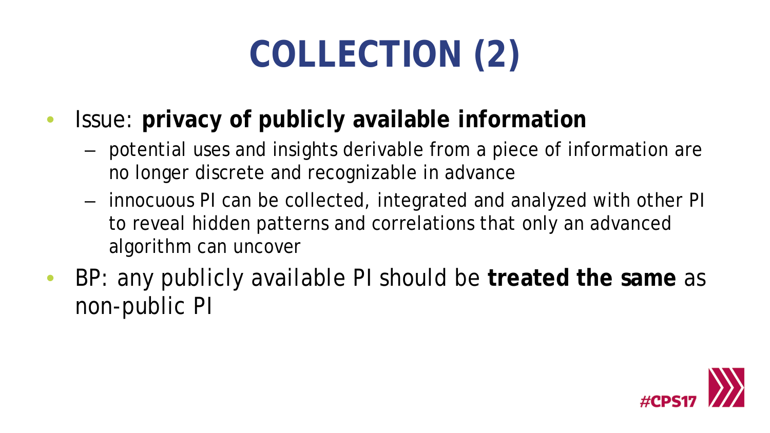# COLLECTION (2)

- Issue: **privacy of publicly available information**
  - potential uses and insights derivable from a piece of information are no longer discrete and recognizable in advance
  - innocuous PI can be collected, integrated and analyzed with other PI to reveal hidden patterns and correlations that only an advanced algorithm can uncover
- BP: any publicly available PI should be **treated the same** as non-public PI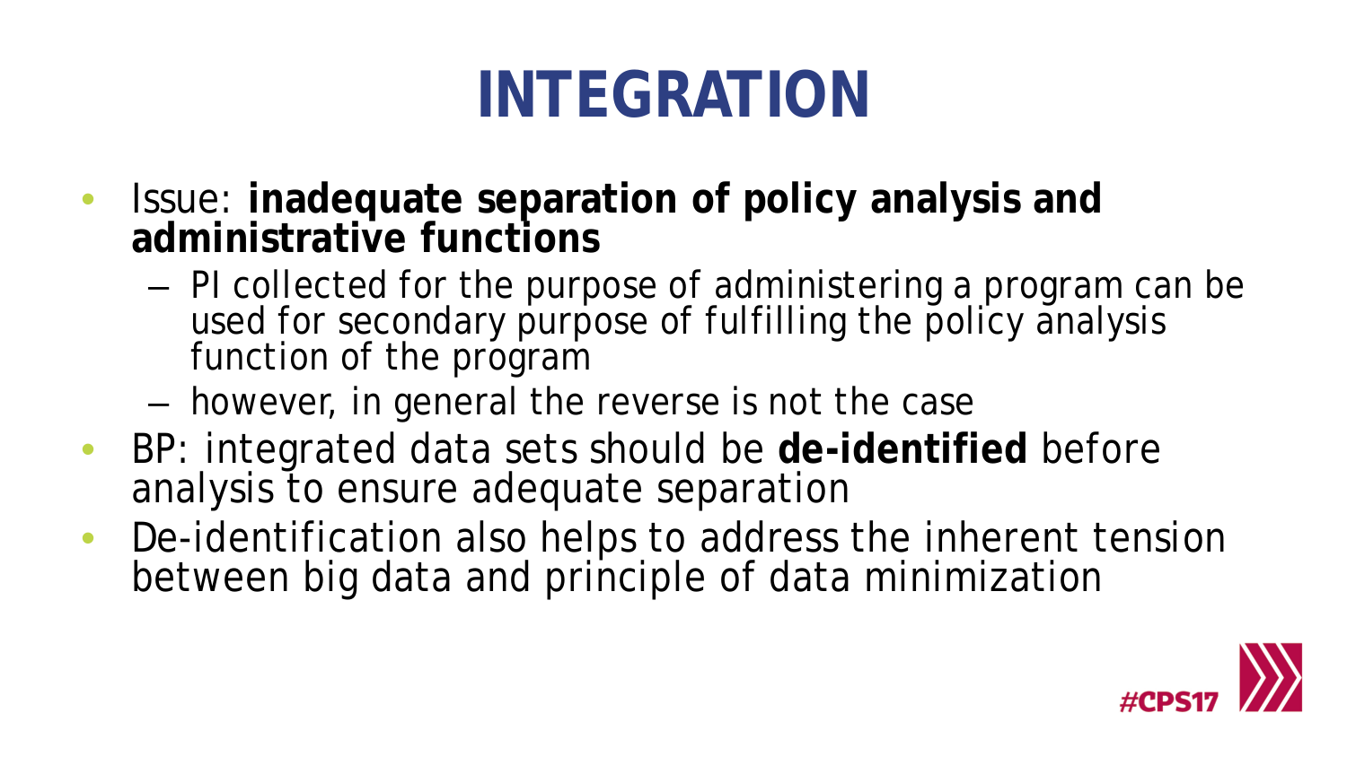# INTEGRATION

- Issue: **inadequate separation of policy analysis and administrative functions**
  - PI collected for the purpose of administering a program can be used for secondary purpose of fulfilling the policy analysis function of the program
  - however, in general the reverse is not the case
- BP: integrated data sets should be **de-identified** before analysis to ensure adequate separation
- De-identification also helps to address the inherent tension between big data and principle of data minimization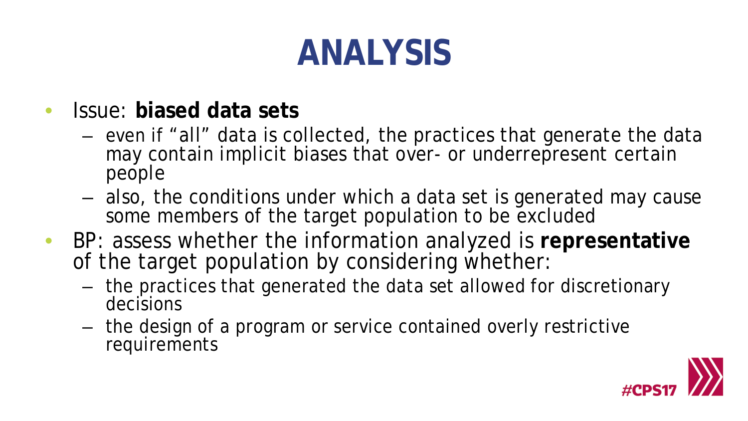# ANALYSIS

- Issue: **biased data sets**
  - even if "all" data is collected, the practices that generate the data may contain implicit biases that over- or underrepresent certain people
  - also, the conditions under which a data set is generated may cause some members of the target population to be excluded
- BP: assess whether the information analyzed is **representative** of the target population by considering whether:
  - the practices that generated the data set allowed for discretionary decisions
  - the design of a program or service contained overly restrictive requirements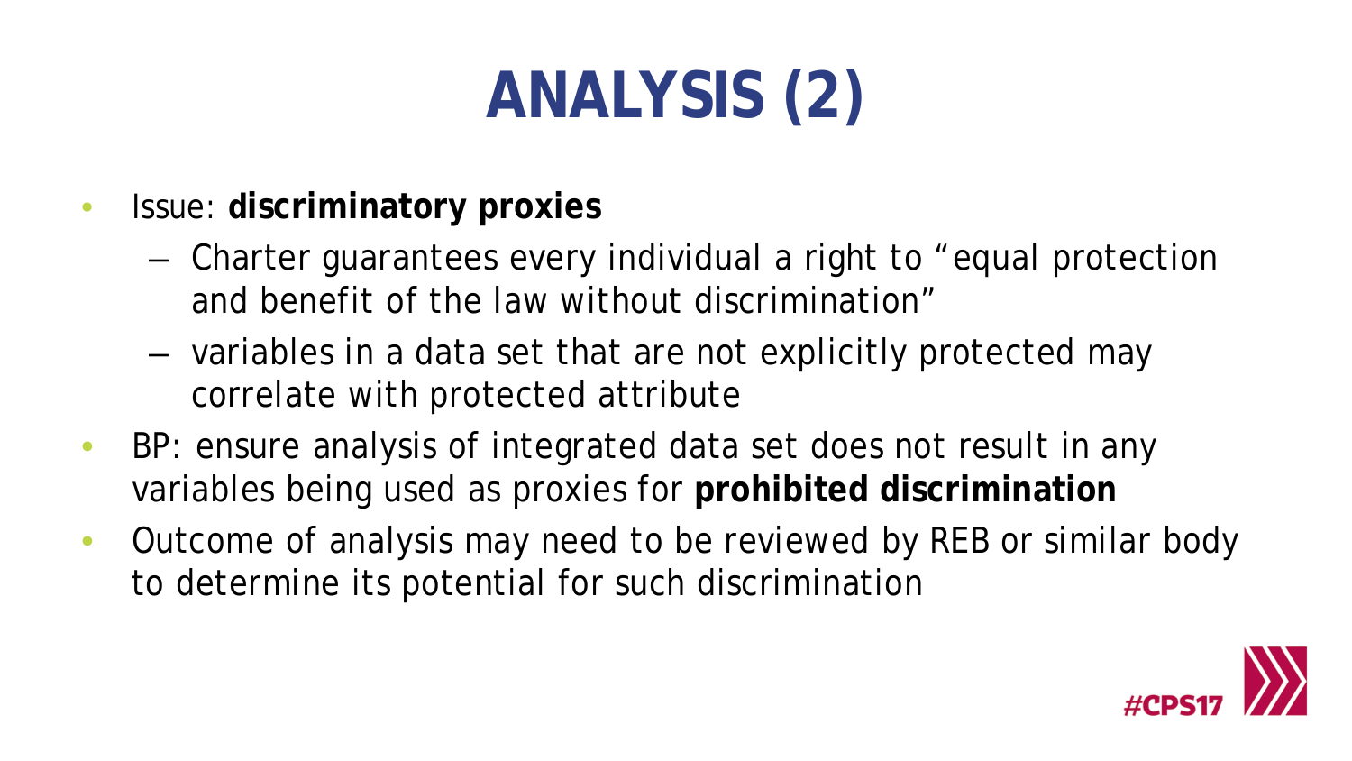# ANALYSIS (2)

- Issue: **discriminatory proxies**
  - Charter guarantees every individual a right to "equal protection and benefit of the law without discrimination"
  - variables in a data set that are not explicitly protected may correlate with protected attribute
- BP: ensure analysis of integrated data set does not result in any variables being used as proxies for **prohibited discrimination**
- Outcome of analysis may need to be reviewed by REB or similar body to determine its potential for such discrimination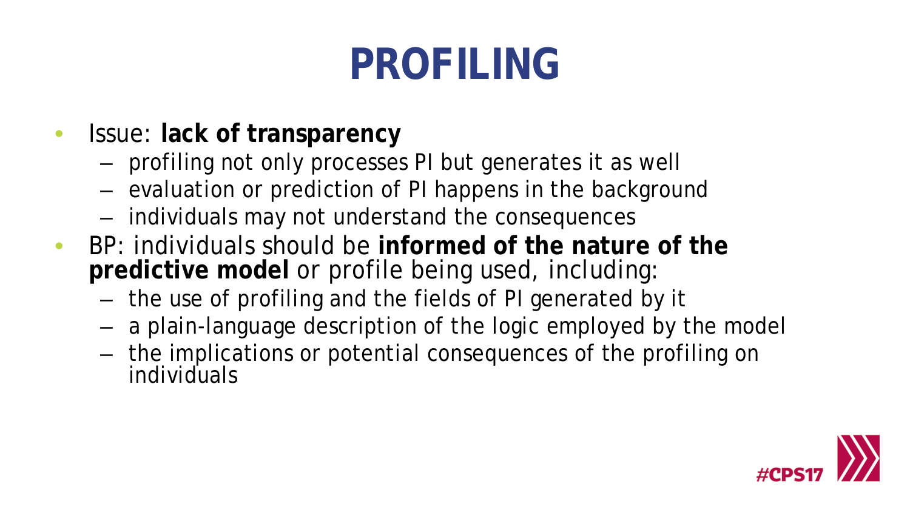# PROFILING

- Issue: **lack of transparency**
  - profiling not only processes PI but generates it as well
  - evaluation or prediction of PI happens in the background
  - individuals may not understand the consequences
- BP: individuals should be **informed of the nature of the predictive model** or profile being used, including:
  - the use of profiling and the fields of PI generated by it
  - a plain-language description of the logic employed by the model
  - the implications or potential consequences of the profiling on individuals

#CPS17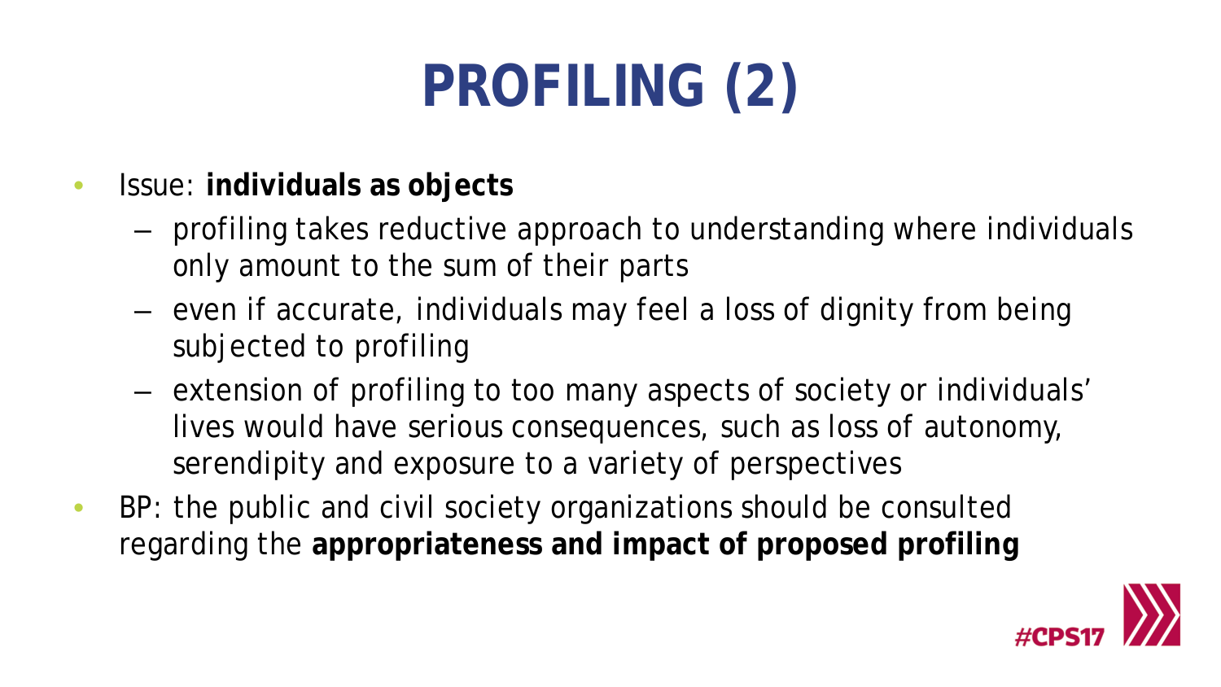# PROFILING (2)

- Issue: **individuals as objects**
  - profiling takes reductive approach to understanding where individuals only amount to the sum of their parts
  - even if accurate, individuals may feel a loss of dignity from being subjected to profiling
  - extension of profiling to too many aspects of society or individuals' lives would have serious consequences, such as loss of autonomy, serendipity and exposure to a variety of perspectives
- BP: the public and civil society organizations should be consulted regarding the **appropriateness and impact of proposed profiling**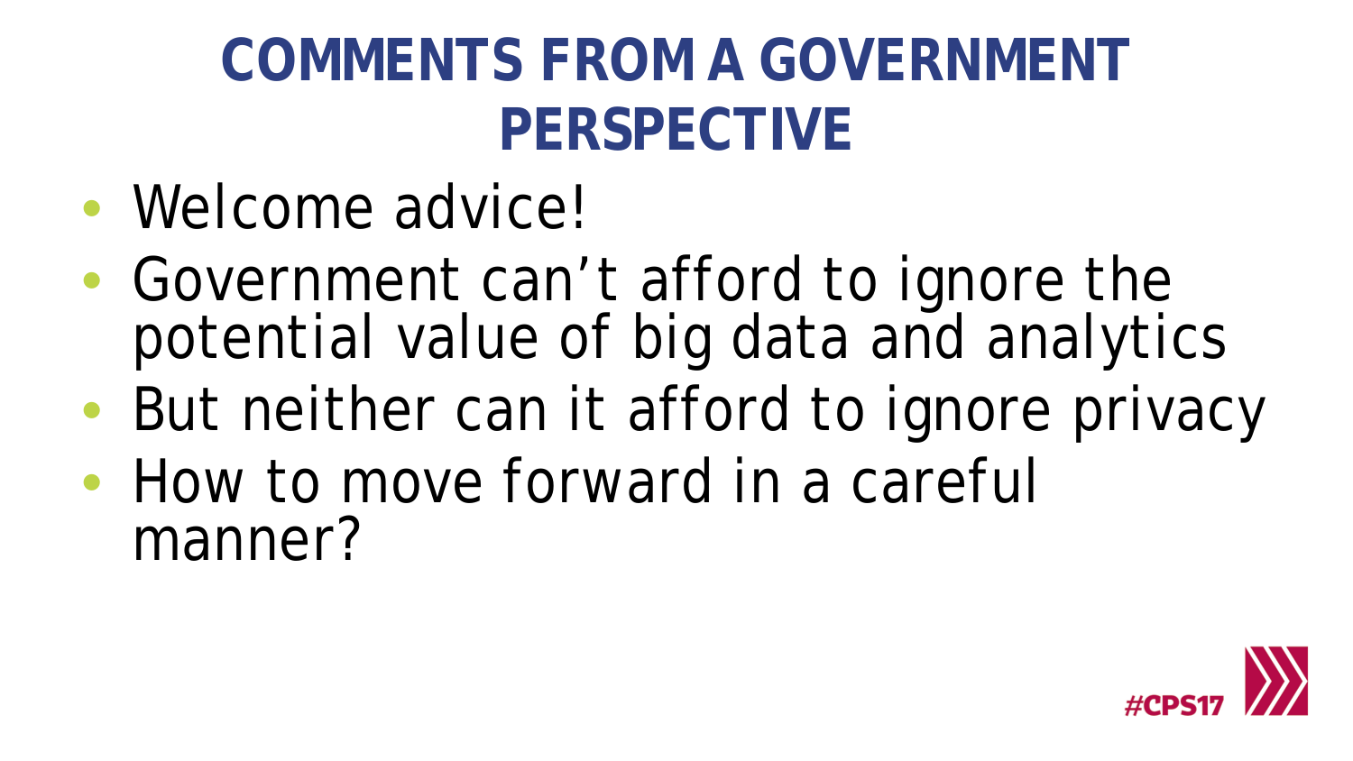# COMMENTS FROM A GOVERNMENT PERSPECTIVE

- Welcome advice!
- Government can't afford to ignore the potential value of big data and analytics
- But neither can it afford to ignore privacy
- How to move forward in a careful manner?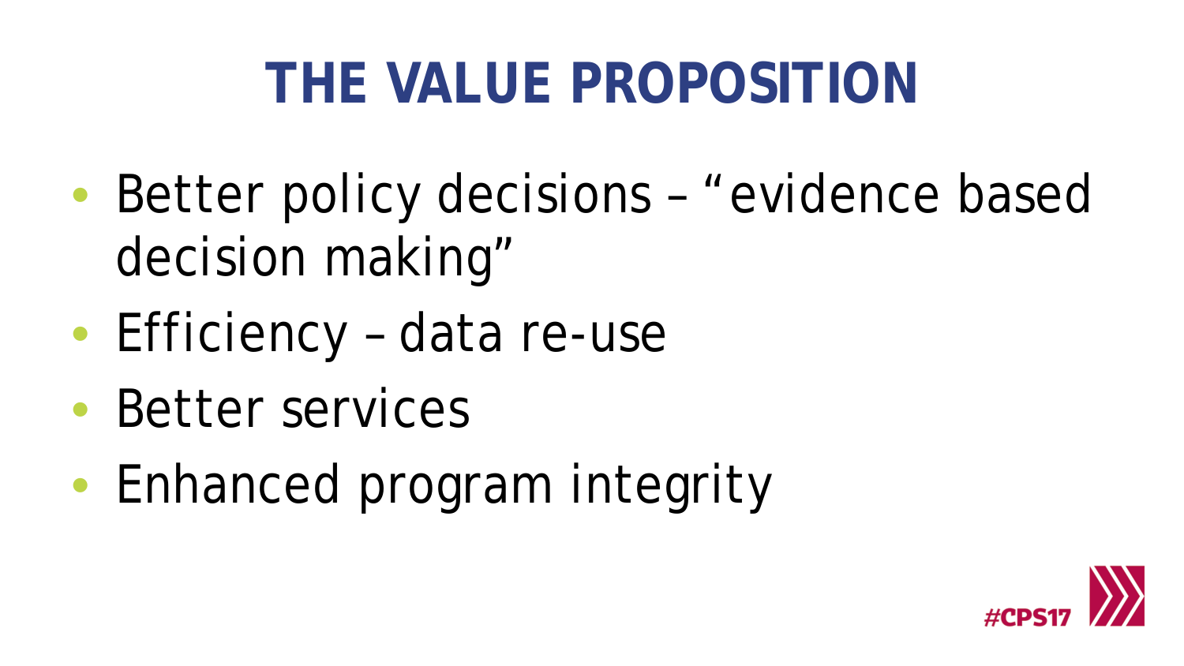# THE VALUE PROPOSITION

- Better policy decisions – "evidence based decision making"
- Efficiency – data re-use
- Better services
- Enhanced program integrity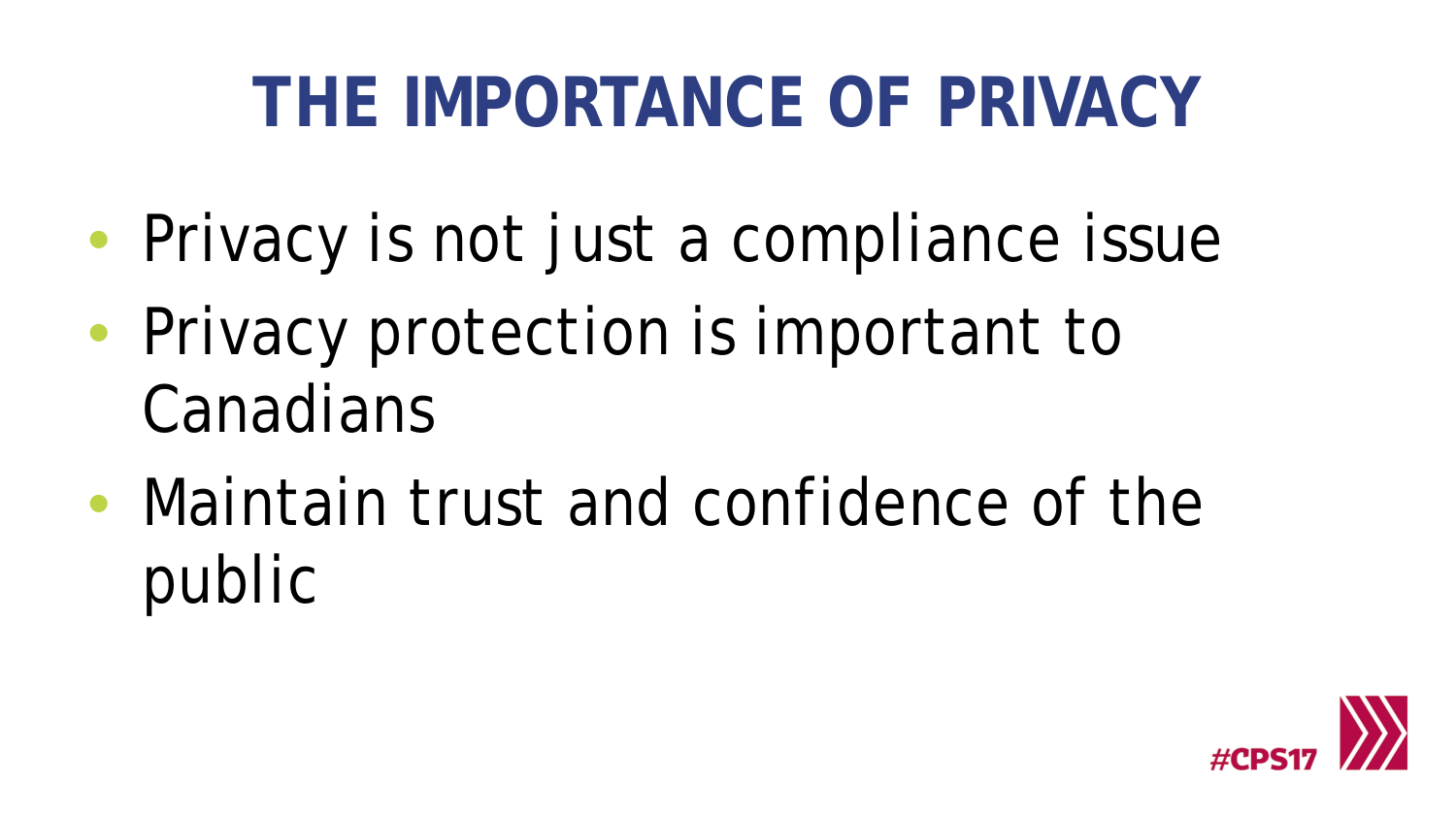# THE IMPORTANCE OF PRIVACY

- Privacy is not just a compliance issue
- Privacy protection is important to Canadians
- Maintain trust and confidence of the public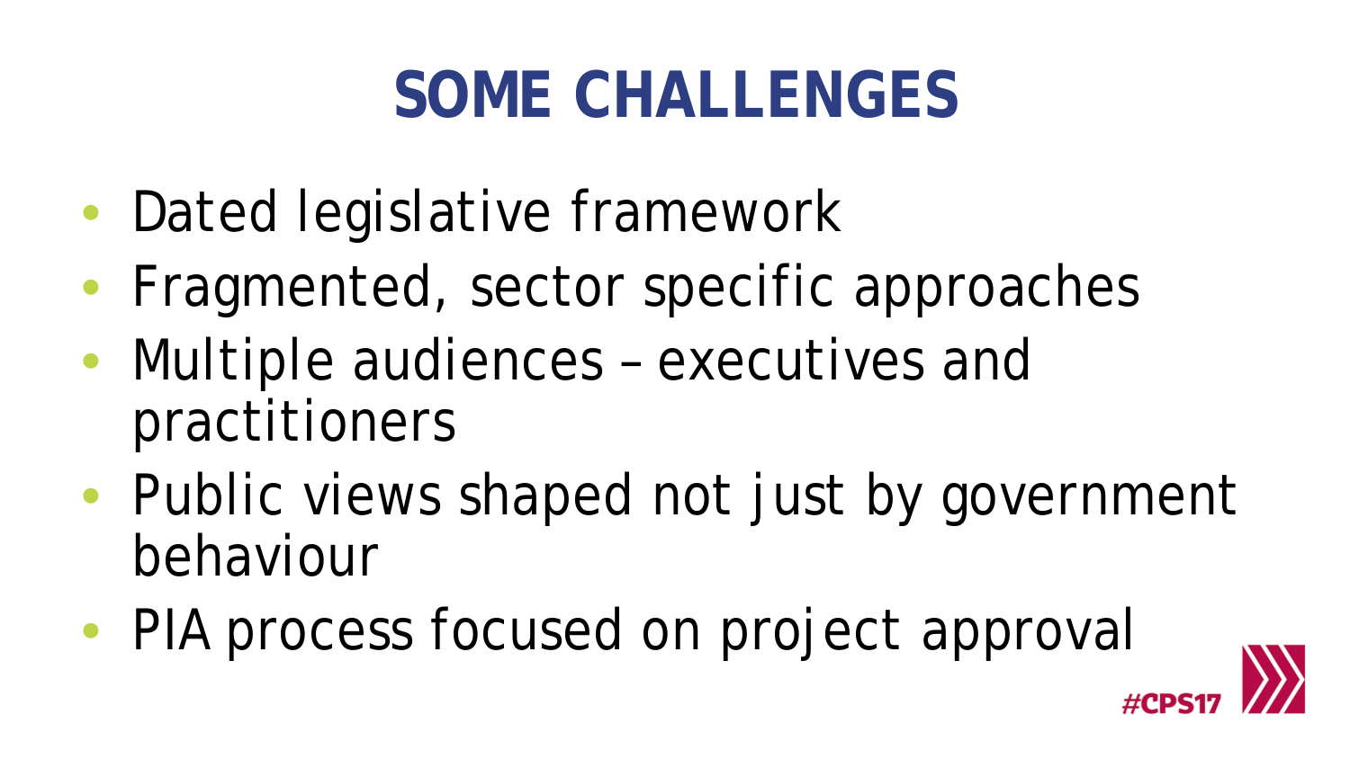# SOME CHALLENGES

- Dated legislative framework
- Fragmented, sector specific approaches
- Multiple audiences – executives and practitioners
- Public views shaped not just by government behaviour
- PIA process focused on project approval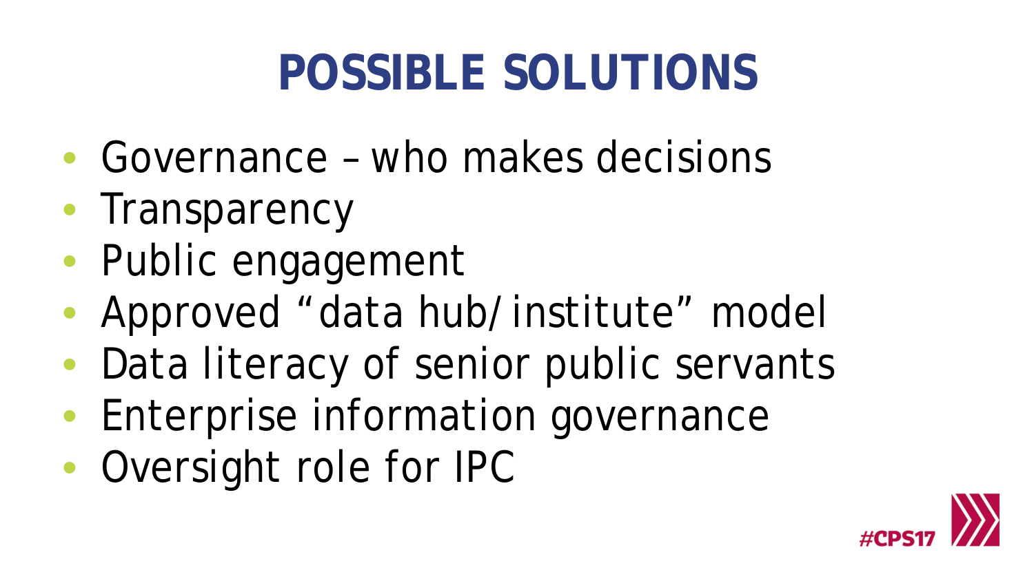# POSSIBLE SOLUTIONS

- Governance – who makes decisions
- Transparency
- Public engagement
- Approved "data hub/institute" model
- Data literacy of senior public servants
- Enterprise information governance
- Oversight role for IPC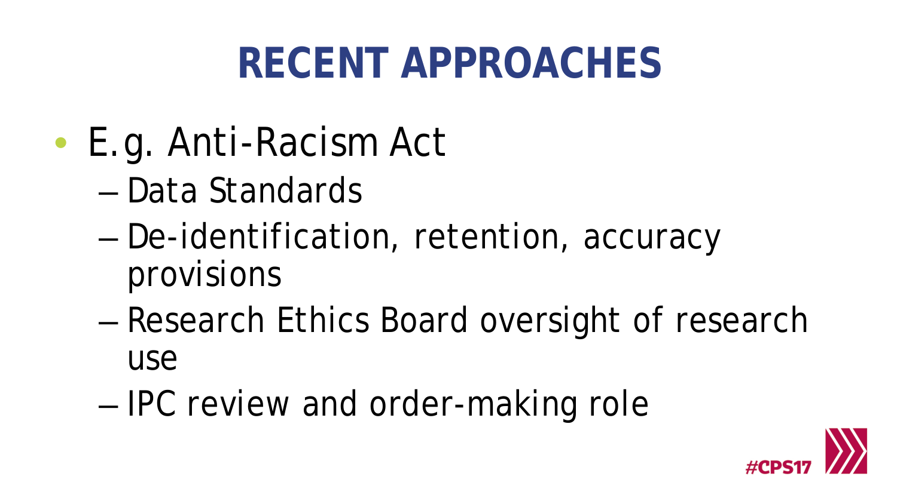# RECENT APPROACHES

- E.g. Anti-Racism Act
  - Data Standards
  - De-identification, retention, accuracy provisions
  - Research Ethics Board oversight of research use
  - IPC review and order-making role